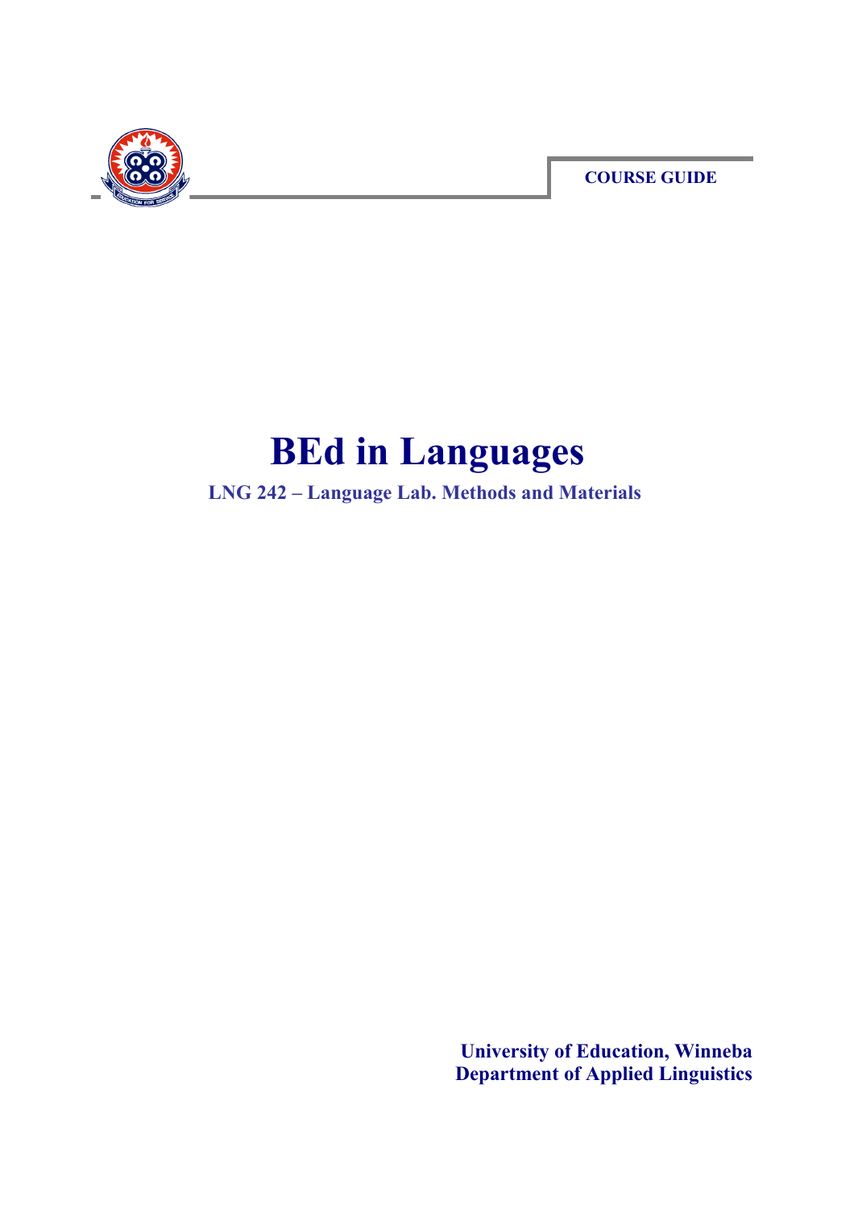COURSE GUIDE

# BEd in Languages

## LNG 242 – Language Lab. Methods and Materials

**University of Education, Winneba**
**Department of Applied Linguistics**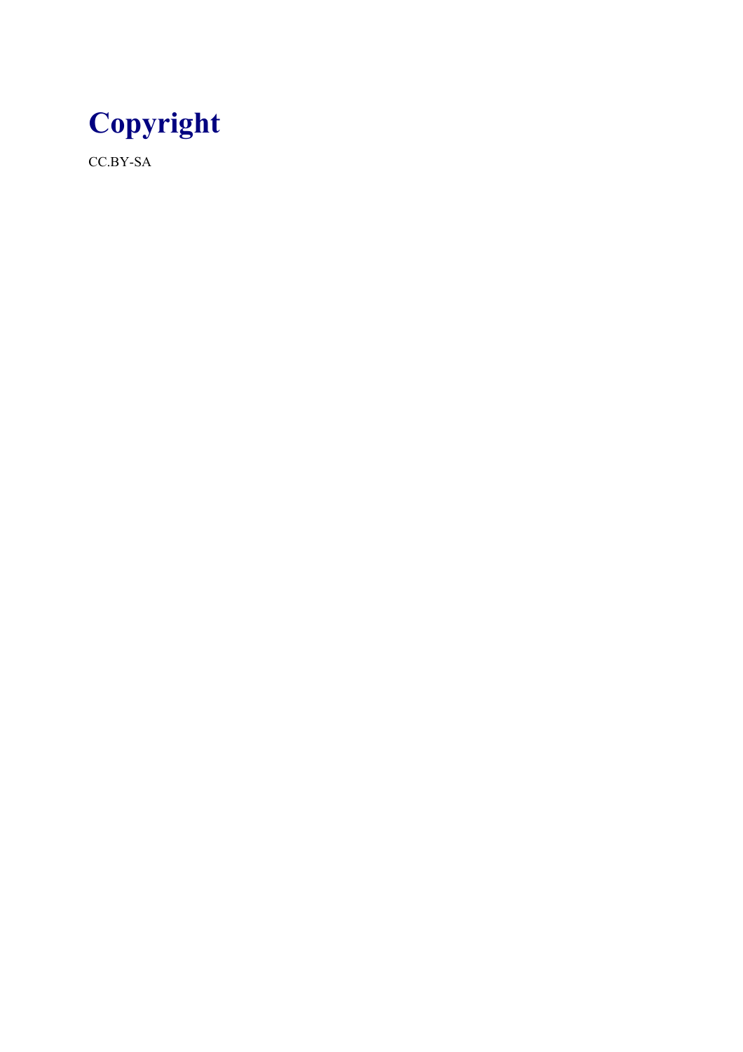# Copyright

CC.BY-SA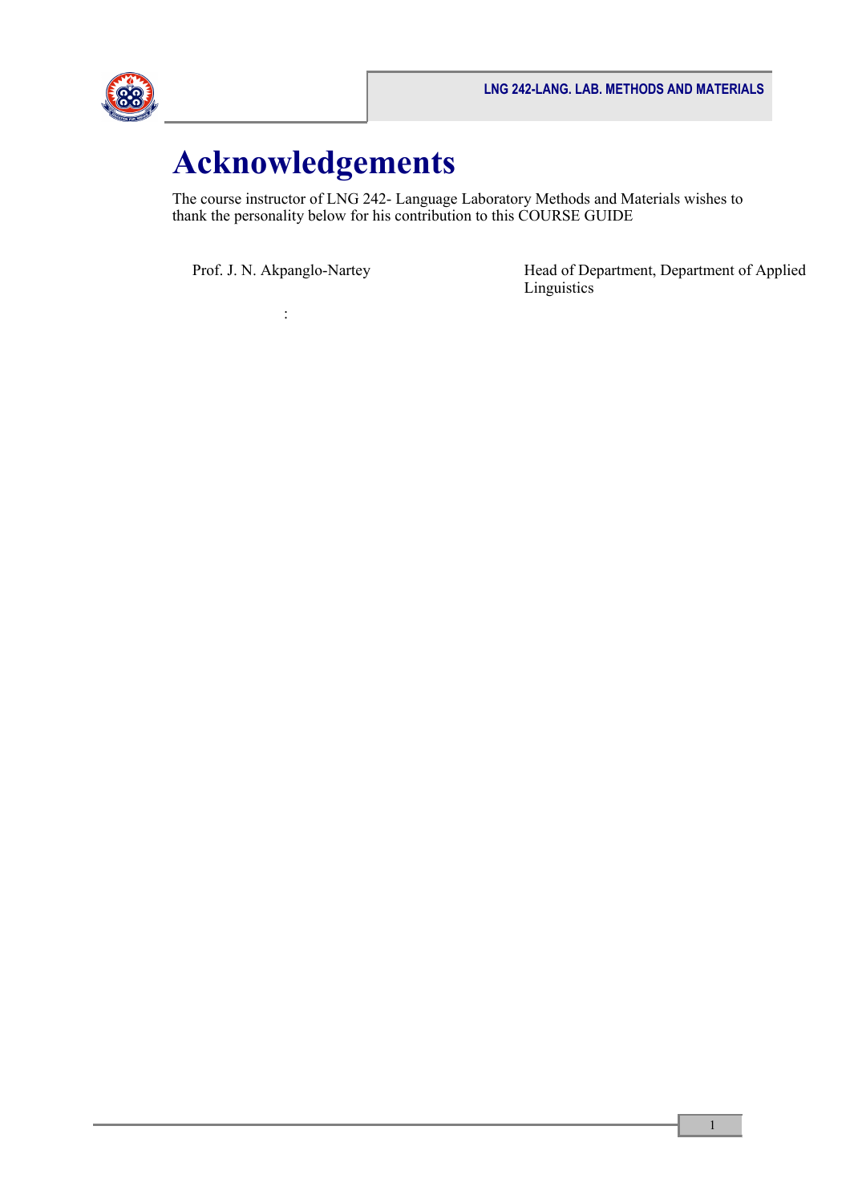# Acknowledgements

The course instructor of LNG 242- Language Laboratory Methods and Materials wishes to thank the personality below for his contribution to this COURSE GUIDE

| | |
|---|---|
| Prof. J. N. Akpanglo-Nartey | Head of Department, Department of Applied Linguistics |

: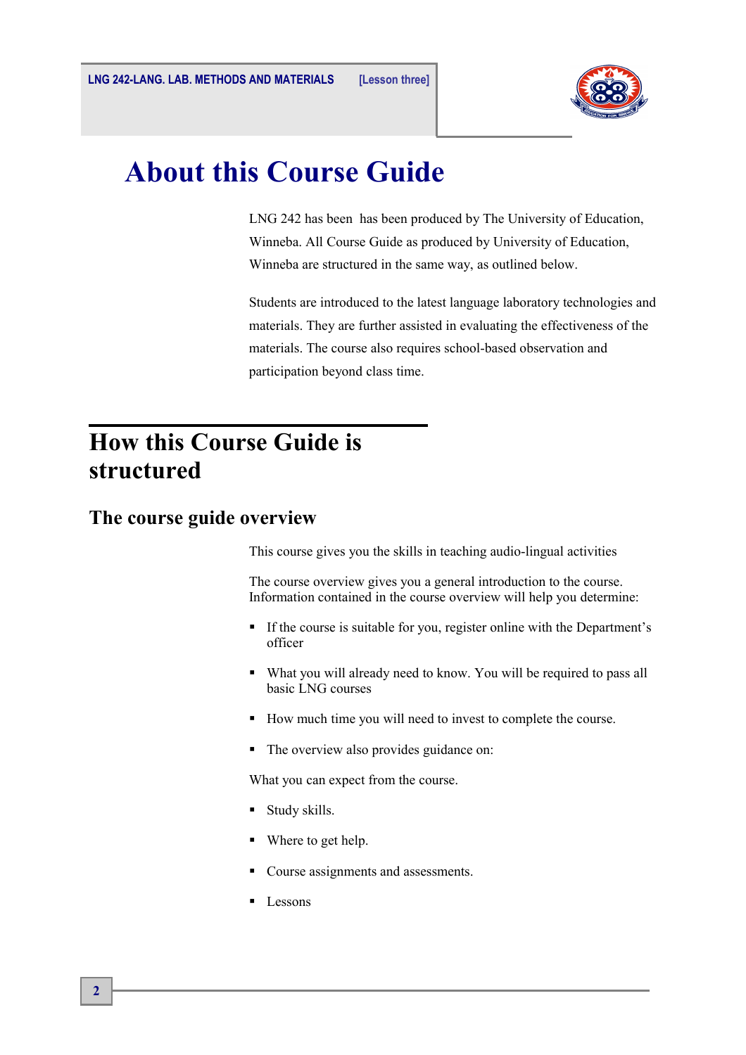# About this Course Guide

LNG 242 has been has been produced by The University of Education, Winneba. All Course Guide as produced by University of Education, Winneba are structured in the same way, as outlined below.

Students are introduced to the latest language laboratory technologies and materials. They are further assisted in evaluating the effectiveness of the materials. The course also requires school-based observation and participation beyond class time.

## How this Course Guide is structured

### The course guide overview

This course gives you the skills in teaching audio-lingual activities

The course overview gives you a general introduction to the course. Information contained in the course overview will help you determine:

- If the course is suitable for you, register online with the Department's officer
- What you will already need to know. You will be required to pass all basic LNG courses
- How much time you will need to invest to complete the course.
- The overview also provides guidance on:

What you can expect from the course.

- Study skills.
- Where to get help.
- Course assignments and assessments.
- Lessons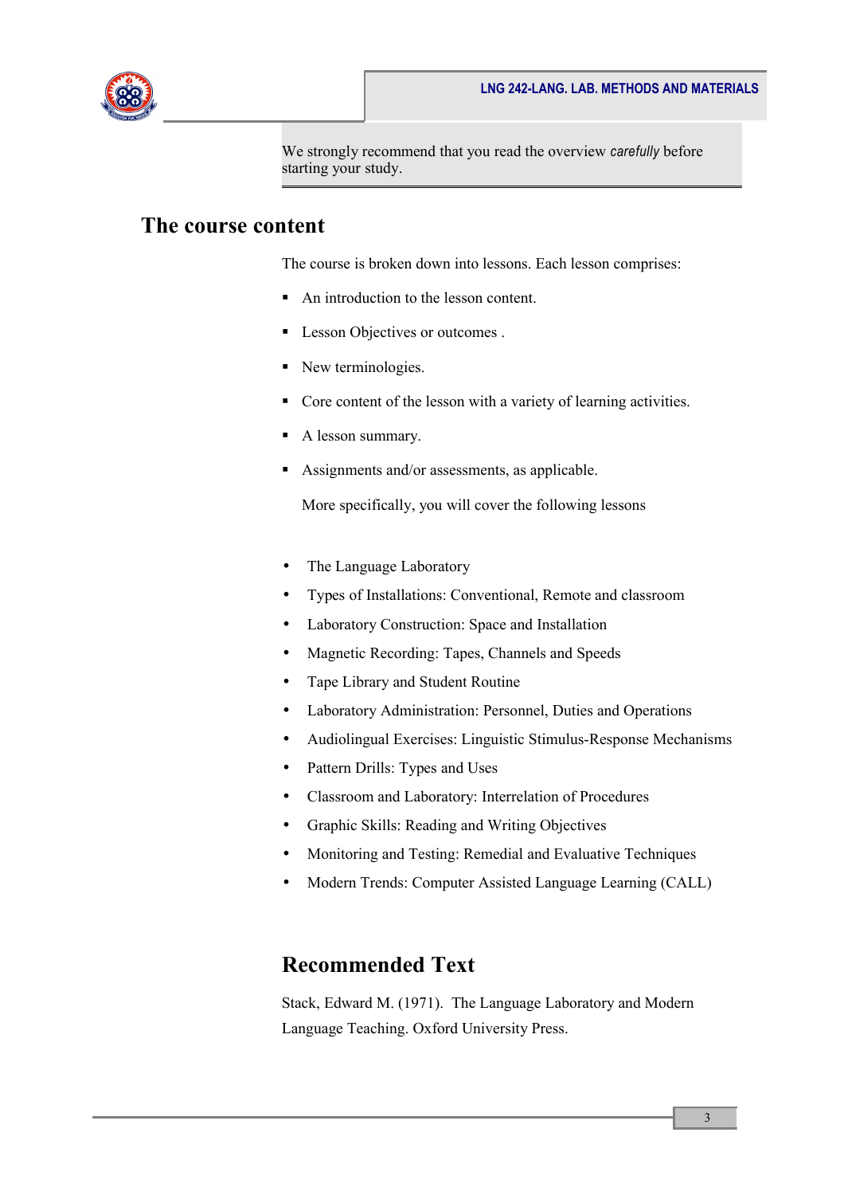We strongly recommend that you read the overview *carefully* before starting your study.

## The course content

The course is broken down into lessons. Each lesson comprises:

- An introduction to the lesson content.
- Lesson Objectives or outcomes .
- New terminologies.
- Core content of the lesson with a variety of learning activities.
- A lesson summary.
- Assignments and/or assessments, as applicable.

More specifically, you will cover the following lessons

- The Language Laboratory
- Types of Installations: Conventional, Remote and classroom
- Laboratory Construction: Space and Installation
- Magnetic Recording: Tapes, Channels and Speeds
- Tape Library and Student Routine
- Laboratory Administration: Personnel, Duties and Operations
- Audiolingual Exercises: Linguistic Stimulus-Response Mechanisms
- Pattern Drills: Types and Uses
- Classroom and Laboratory: Interrelation of Procedures
- Graphic Skills: Reading and Writing Objectives
- Monitoring and Testing: Remedial and Evaluative Techniques
- Modern Trends: Computer Assisted Language Learning (CALL)

## Recommended Text

Stack, Edward M. (1971). The Language Laboratory and Modern Language Teaching. Oxford University Press.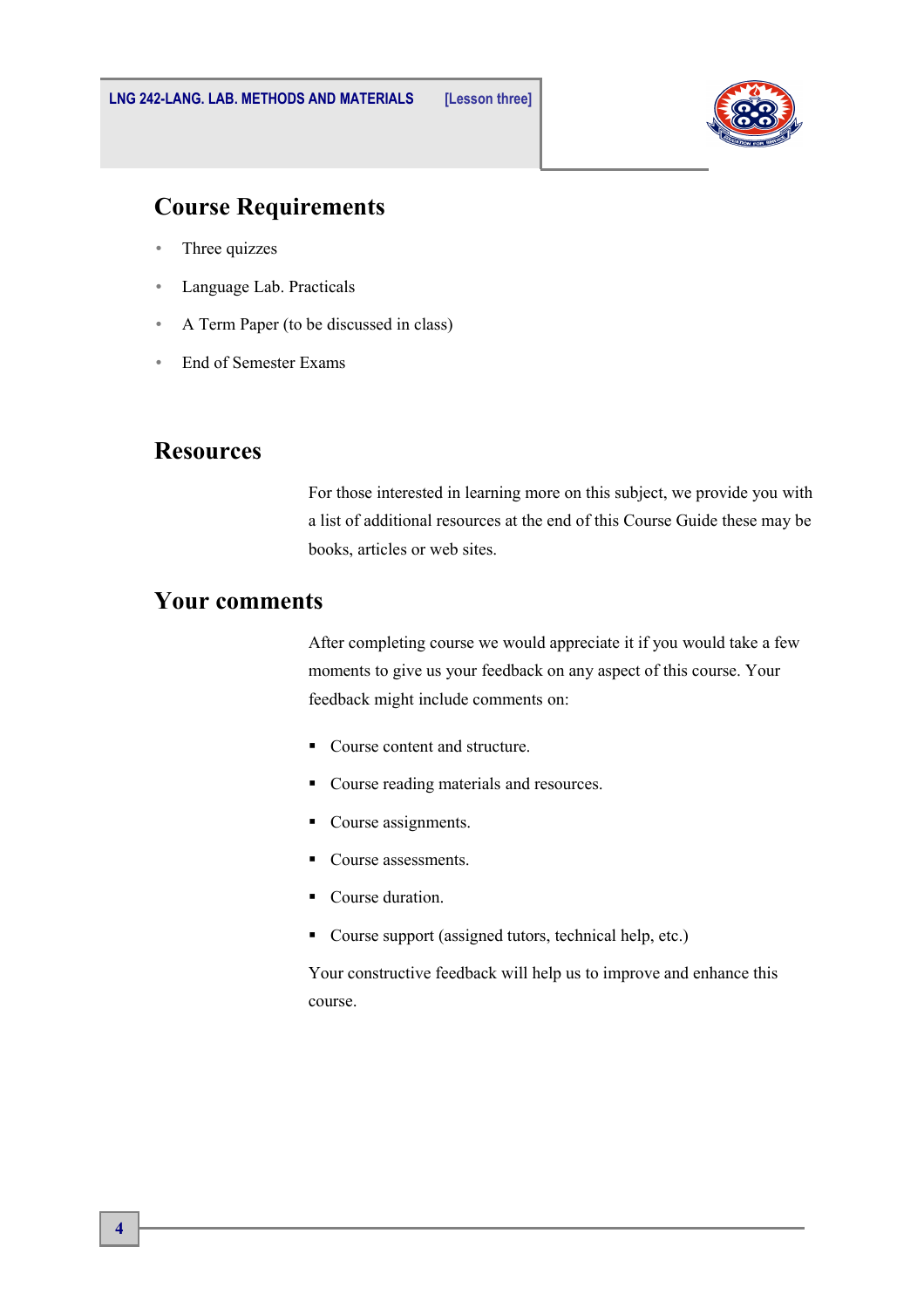## Course Requirements

- Three quizzes
- Language Lab. Practicals
- A Term Paper (to be discussed in class)
- End of Semester Exams

## Resources

For those interested in learning more on this subject, we provide you with a list of additional resources at the end of this Course Guide these may be books, articles or web sites.

## Your comments

After completing course we would appreciate it if you would take a few moments to give us your feedback on any aspect of this course. Your feedback might include comments on:

- Course content and structure.
- Course reading materials and resources.
- Course assignments.
- Course assessments.
- Course duration.
- Course support (assigned tutors, technical help, etc.)

Your constructive feedback will help us to improve and enhance this course.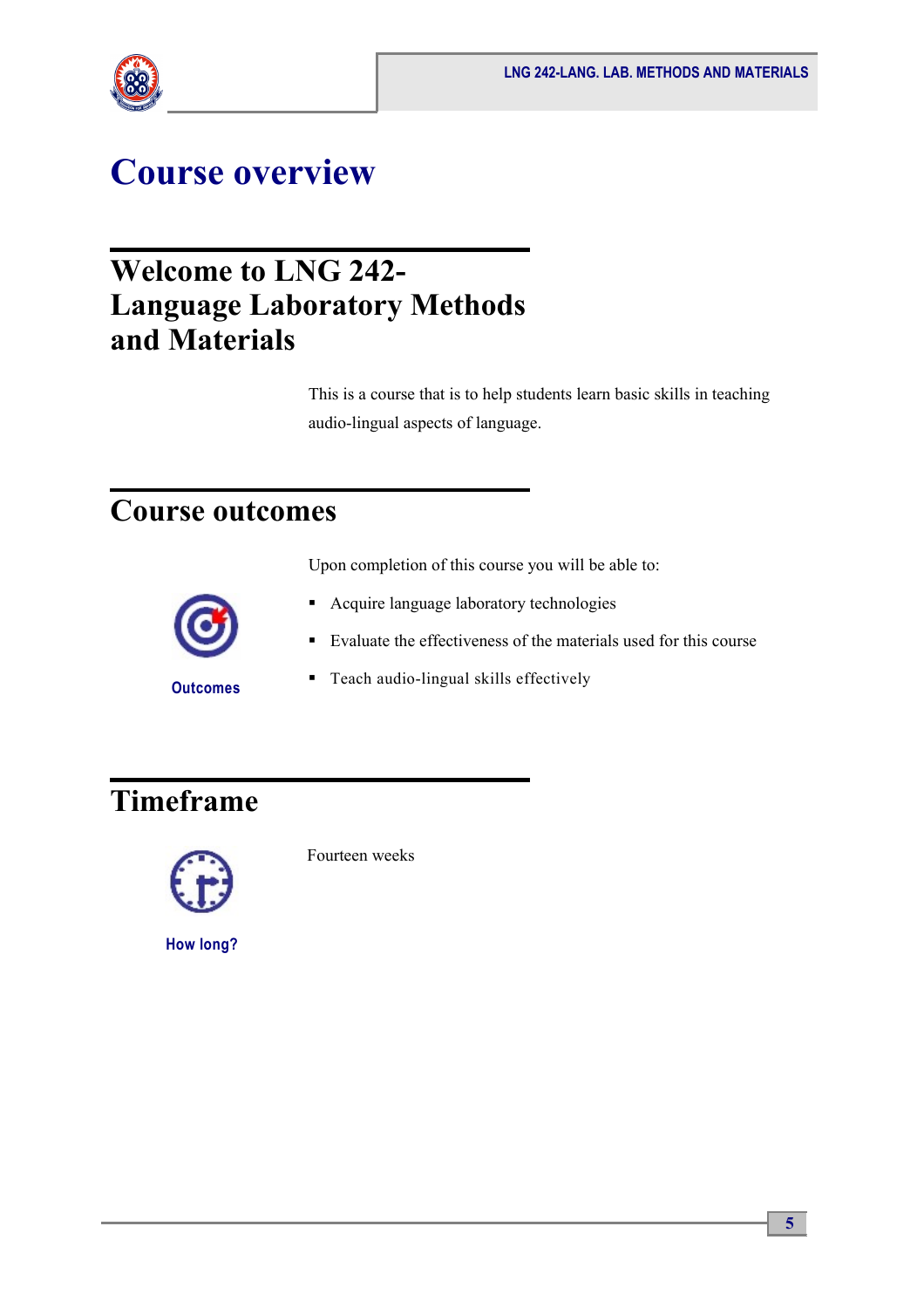# Course overview

## Welcome to LNG 242-Language Laboratory Methods and Materials

This is a course that is to help students learn basic skills in teaching audio-lingual aspects of language.

## Course outcomes

Outcomes

Upon completion of this course you will be able to:

- Acquire language laboratory technologies
- Evaluate the effectiveness of the materials used for this course
- Teach audio-lingual skills effectively

## Timeframe

How long?

Fourteen weeks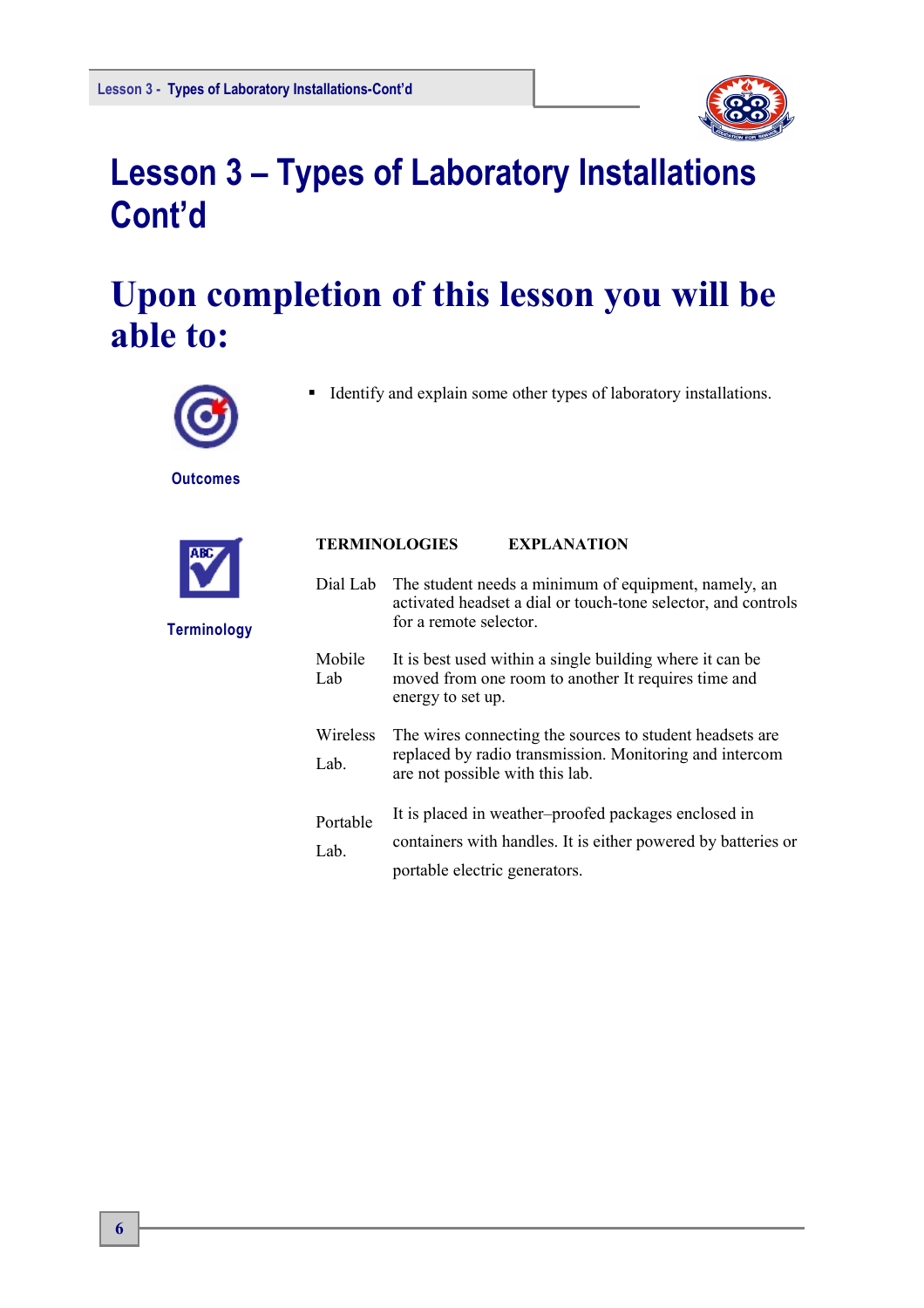# Lesson 3 – Types of Laboratory Installations Cont'd

## Upon completion of this lesson you will be able to:

**Outcomes**

- Identify and explain some other types of laboratory installations.

**Terminology**

| TERMINOLOGIES | EXPLANATION |
|---|---|
| Dial Lab | The student needs a minimum of equipment, namely, an activated headset a dial or touch-tone selector, and controls for a remote selector. |
| Mobile Lab | It is best used within a single building where it can be moved from one room to another It requires time and energy to set up. |
| Wireless Lab. | The wires connecting the sources to student headsets are replaced by radio transmission. Monitoring and intercom are not possible with this lab. |
| Portable Lab. | It is placed in weather–proofed packages enclosed in containers with handles. It is either powered by batteries or portable electric generators. |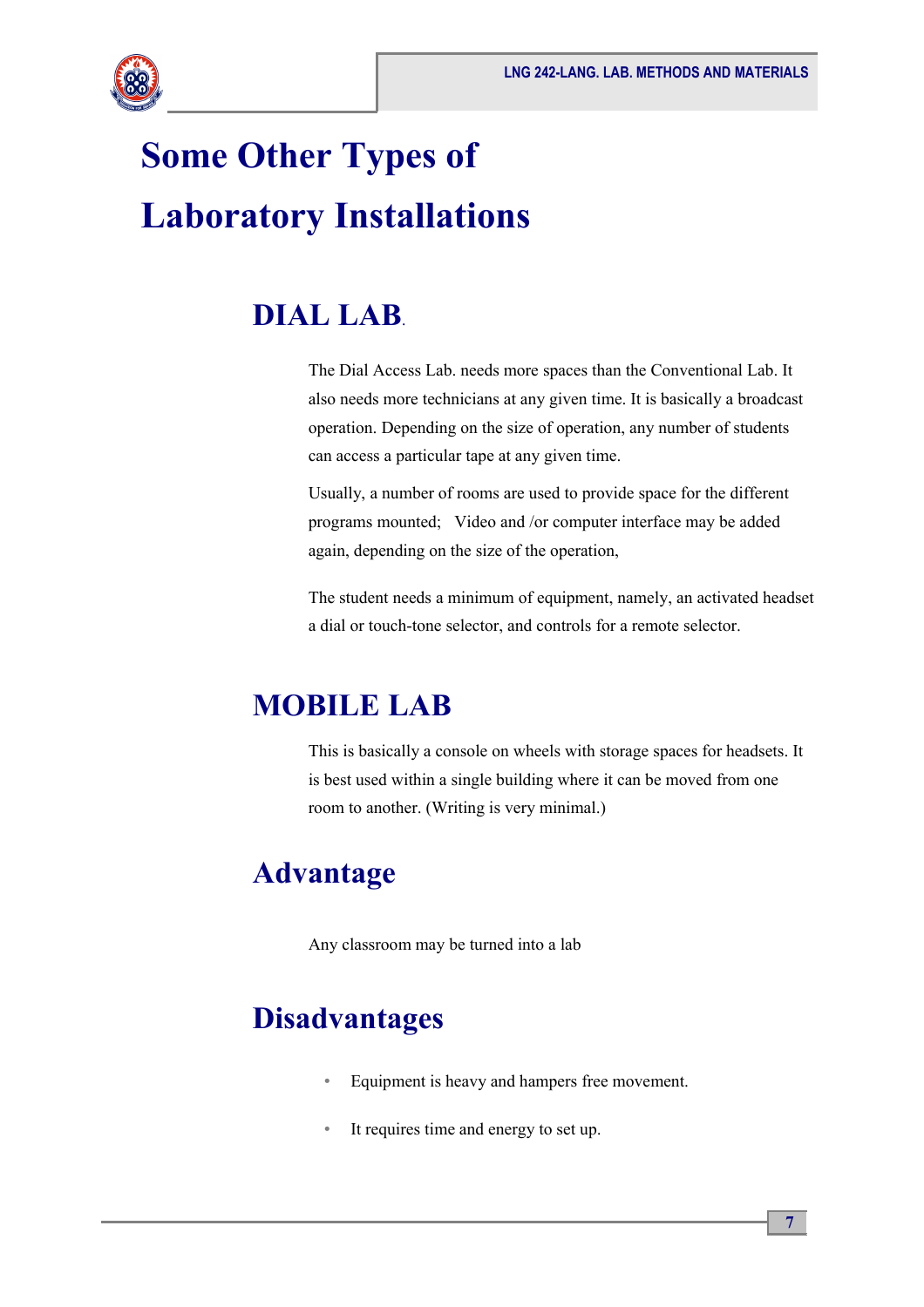# Some Other Types of Laboratory Installations

## DIAL LAB.

The Dial Access Lab. needs more spaces than the Conventional Lab. It also needs more technicians at any given time. It is basically a broadcast operation. Depending on the size of operation, any number of students can access a particular tape at any given time.

Usually, a number of rooms are used to provide space for the different programs mounted; Video and /or computer interface may be added again, depending on the size of the operation,

The student needs a minimum of equipment, namely, an activated headset a dial or touch-tone selector, and controls for a remote selector.

## MOBILE LAB

This is basically a console on wheels with storage spaces for headsets. It is best used within a single building where it can be moved from one room to another. (Writing is very minimal.)

## Advantage

Any classroom may be turned into a lab

## Disadvantages

- Equipment is heavy and hampers free movement.
- It requires time and energy to set up.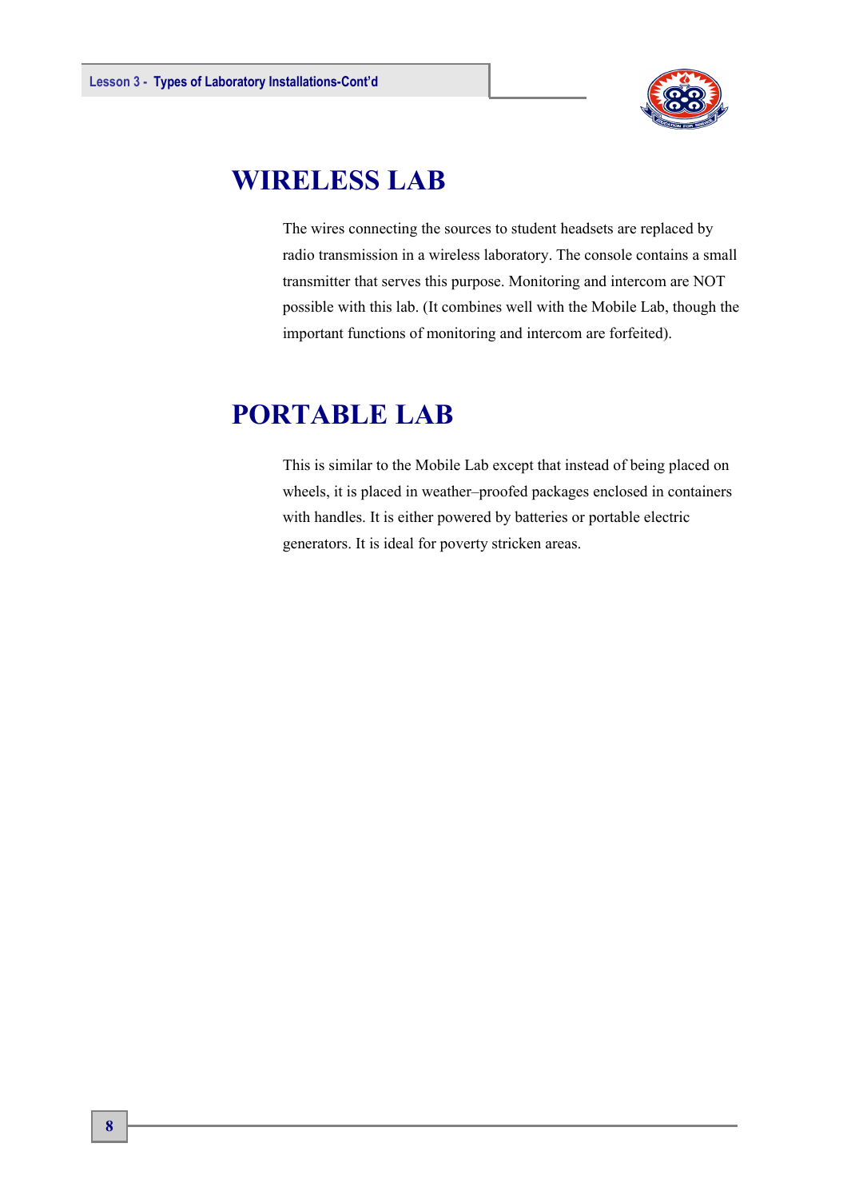## WIRELESS LAB

The wires connecting the sources to student headsets are replaced by radio transmission in a wireless laboratory. The console contains a small transmitter that serves this purpose. Monitoring and intercom are NOT possible with this lab. (It combines well with the Mobile Lab, though the important functions of monitoring and intercom are forfeited).

## PORTABLE LAB

This is similar to the Mobile Lab except that instead of being placed on wheels, it is placed in weather–proofed packages enclosed in containers with handles. It is either powered by batteries or portable electric generators. It is ideal for poverty stricken areas.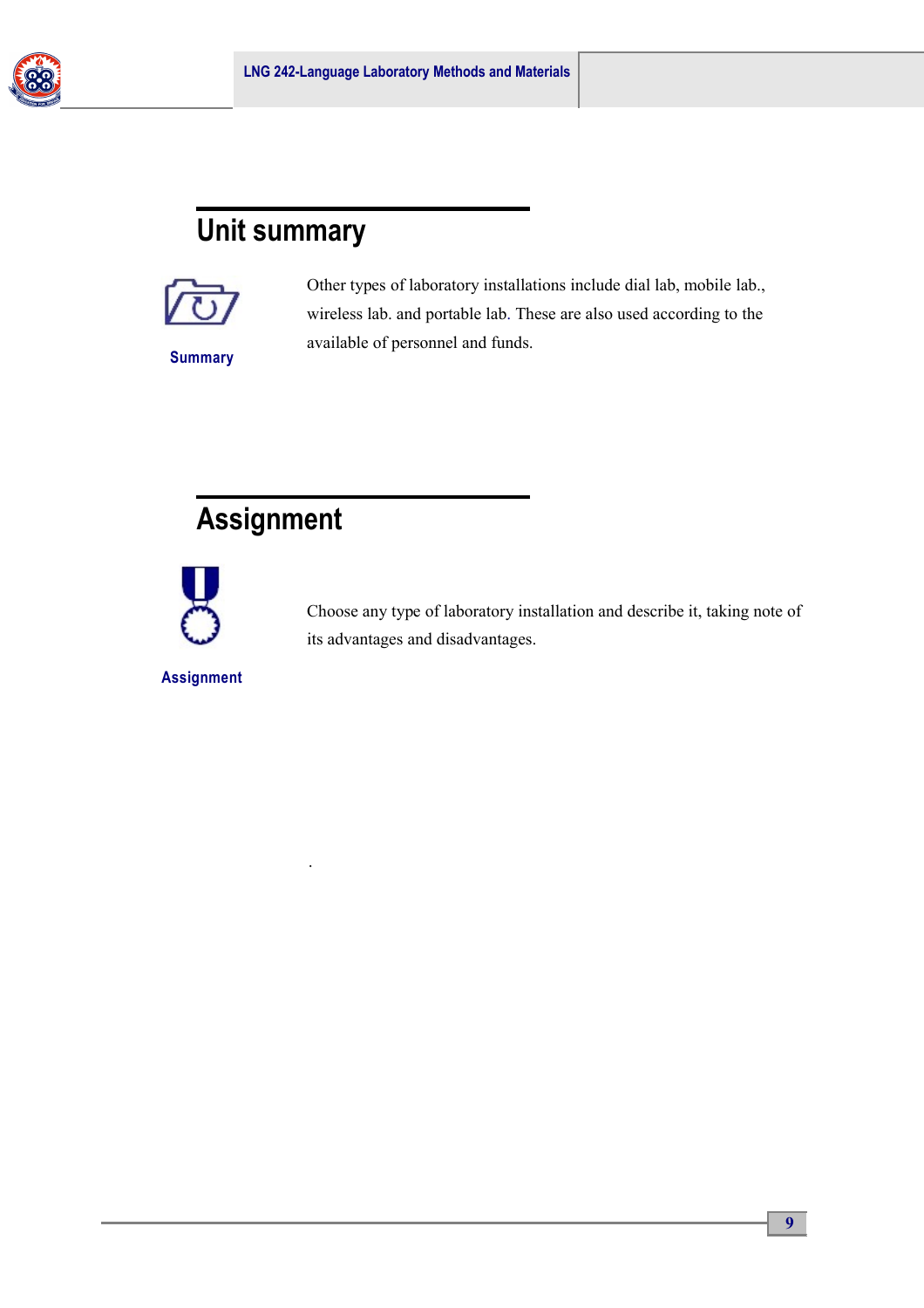## Unit summary

Summary

Other types of laboratory installations include dial lab, mobile lab., wireless lab. and portable lab. These are also used according to the available of personnel and funds.

## Assignment

Assignment

Choose any type of laboratory installation and describe it, taking note of its advantages and disadvantages.

.